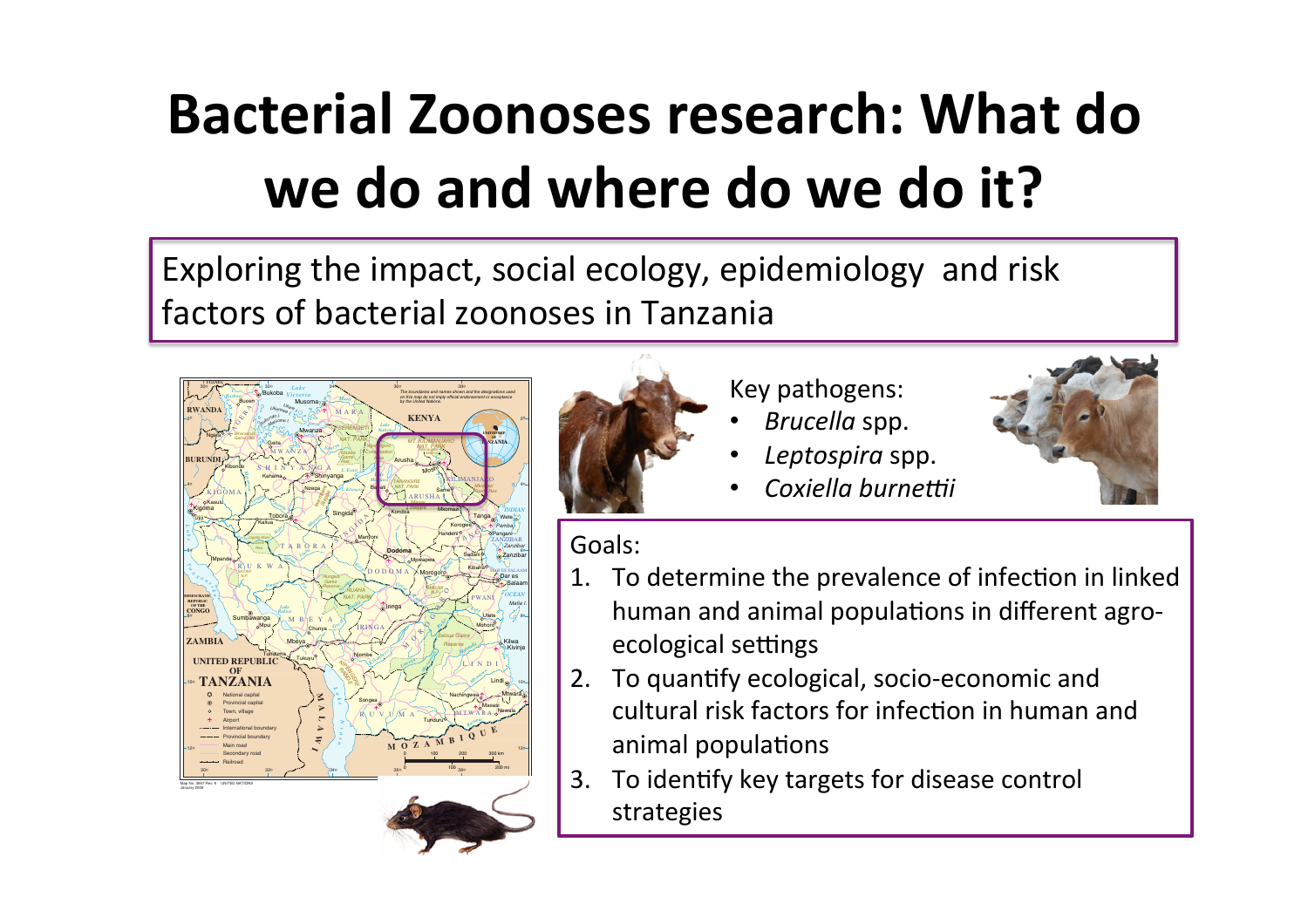# Bacterial Zoonoses research: What do we do and where do we do it?

Exploring the impact, social ecology, epidemiology and risk factors of bacterial zoonoses in Tanzania

Key pathogens:

- *Brucella* spp.
- *Leptospira* spp.
- *Coxiella burnettii*

Goals:

1. To determine the prevalence of infection in linked human and animal populations in different agro-ecological settings
2. To quantify ecological, socio-economic and cultural risk factors for infection in human and animal populations
3. To identify key targets for disease control strategies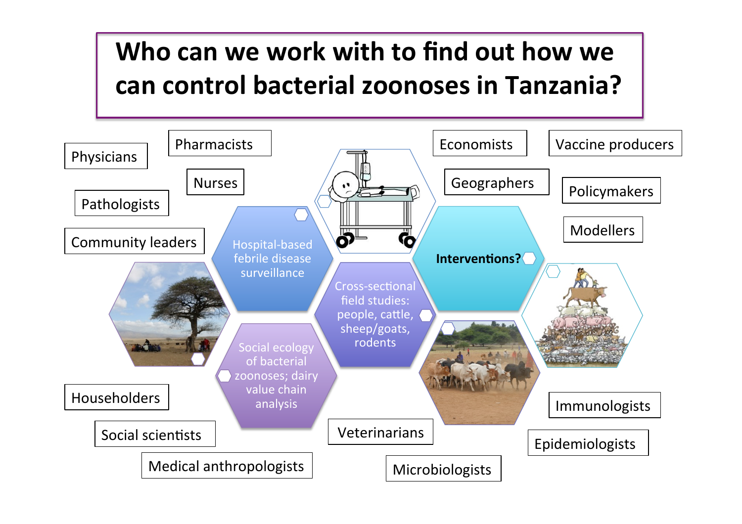# Who can we work with to find out how we can control bacterial zoonoses in Tanzania?

Physicians

Pharmacists

Nurses

Pathologists

Community leaders

Economists

Vaccine producers

Geographers

Policymakers

Modellers

Hospital-based febrile disease surveillance

Interventions?

Cross-sectional field studies: people, cattle, sheep/goats, rodents

Social ecology of bacterial zoonoses; dairy value chain analysis

Householders

Social scientists

Medical anthropologists

Veterinarians

Microbiologists

Immunologists

Epidemiologists